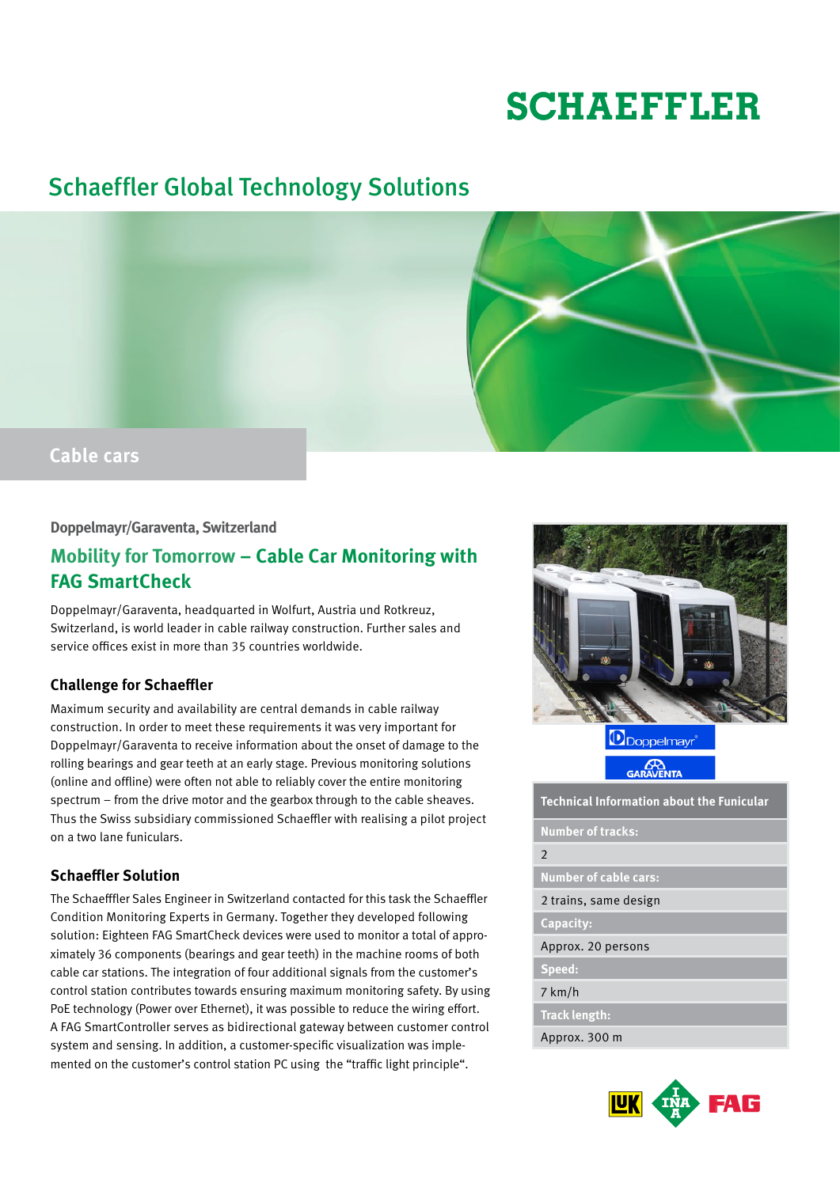# SCHAEFFLER

## Schaeffler Global Technology Solutions

**Cable cars**

**Doppelmayr/Garaventa, Switzerland**

## Mobility for Tomorrow – Cable Car Monitoring with FAG SmartCheck

Doppelmayr/Garaventa, headquarted in Wolfurt, Austria und Rotkreuz, Switzerland, is world leader in cable railway construction. Further sales and service offices exist in more than 35 countries worldwide.

### Challenge for Schaeffler

Maximum security and availability are central demands in cable railway construction. In order to meet these requirements it was very important for Doppelmayr/Garaventa to receive information about the onset of damage to the rolling bearings and gear teeth at an early stage. Previous monitoring solutions (online and offline) were often not able to reliably cover the entire monitoring spectrum – from the drive motor and the gearbox through to the cable sheaves. Thus the Swiss subsidiary commissioned Schaeffler with realising a pilot project on a two lane funiculars.

### Schaeffler Solution

The Schaefffler Sales Engineer in Switzerland contacted for this task the Schaeffler Condition Monitoring Experts in Germany. Together they developed following solution: Eighteen FAG SmartCheck devices were used to monitor a total of approximately 36 components (bearings and gear teeth) in the machine rooms of both cable car stations. The integration of four additional signals from the customer's control station contributes towards ensuring maximum monitoring safety. By using PoE technology (Power over Ethernet), it was possible to reduce the wiring effort. A FAG SmartController serves as bidirectional gateway between customer control system and sensing. In addition, a customer-specific visualization was implemented on the customer's control station PC using the "traffic light principle".

Doppelmayr

GARAVENTA

| Technical Information about the Funicular |
| --- |
| **Number of tracks:** |
| 2 |
| **Number of cable cars:** |
| 2 trains, same design |
| **Capacity:** |
| Approx. 20 persons |
| **Speed:** |
| 7 km/h |
| **Track length:** |
| Approx. 300 m |

LuK INA FAG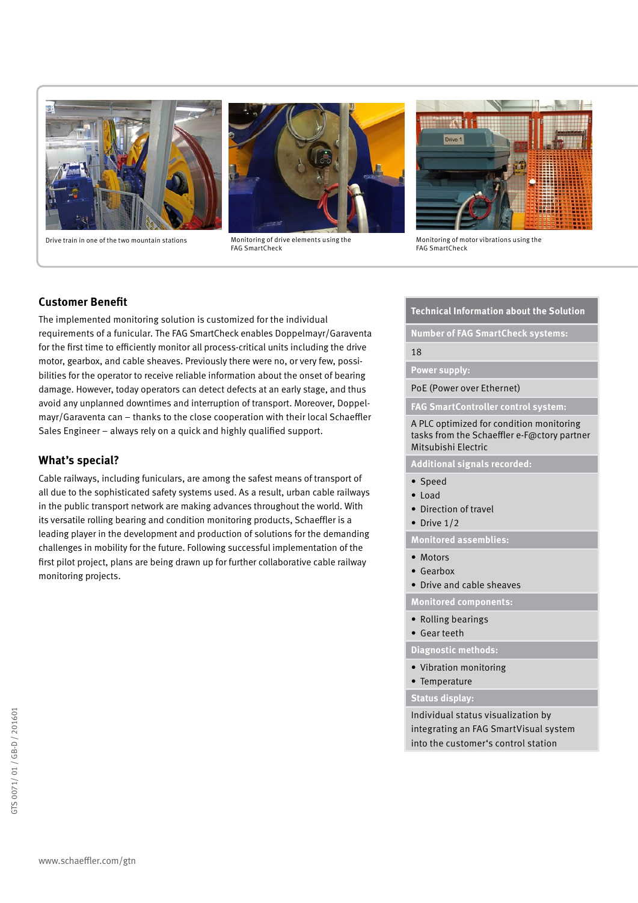Drive train in one of the two mountain stations

Monitoring of drive elements using the FAG SmartCheck

Monitoring of motor vibrations using the FAG SmartCheck

## Customer Benefit

The implemented monitoring solution is customized for the individual requirements of a funicular. The FAG SmartCheck enables Doppelmayr/Garaventa for the first time to efficiently monitor all process-critical units including the drive motor, gearbox, and cable sheaves. Previously there were no, or very few, possibilities for the operator to receive reliable information about the onset of bearing damage. However, today operators can detect defects at an early stage, and thus avoid any unplanned downtimes and interruption of transport. Moreover, Doppelmayr/Garaventa can – thanks to the close cooperation with their local Schaeffler Sales Engineer – always rely on a quick and highly qualified support.

## What's special?

Cable railways, including funiculars, are among the safest means of transport of all due to the sophisticated safety systems used. As a result, urban cable railways in the public transport network are making advances throughout the world. With its versatile rolling bearing and condition monitoring products, Schaeffler is a leading player in the development and production of solutions for the demanding challenges in mobility for the future. Following successful implementation of the first pilot project, plans are being drawn up for further collaborative cable railway monitoring projects.

### Technical Information about the Solution

**Number of FAG SmartCheck systems:**

18

**Power supply:**

PoE (Power over Ethernet)

**FAG SmartController control system:**

A PLC optimized for condition monitoring tasks from the Schaeffler e-F@ctory partner Mitsubishi Electric

**Additional signals recorded:**

- Speed
- Load
- Direction of travel
- Drive 1/2

**Monitored assemblies:**

- Motors
- Gearbox
- Drive and cable sheaves

**Monitored components:**

- Rolling bearings
- Gear teeth

**Diagnostic methods:**

- Vibration monitoring
- Temperature

**Status display:**

Individual status visualization by integrating an FAG SmartVisual system into the customer's control station

GTS 0071/ 01 / GB-D / 201601

www.schaeffler.com/gtn